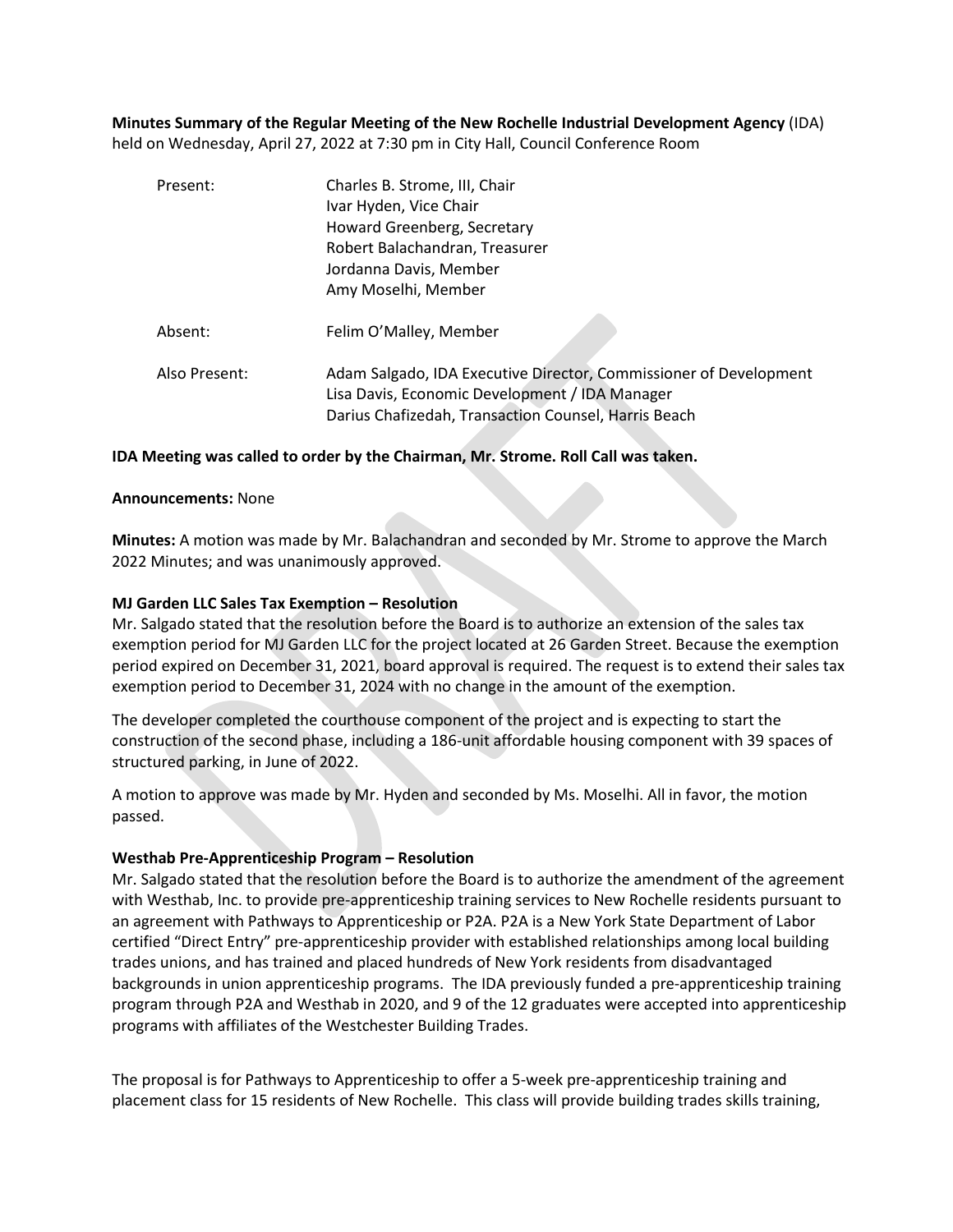**Minutes Summary of the Regular Meeting of the New Rochelle Industrial Development Agency** (IDA) held on Wednesday, April 27, 2022 at 7:30 pm in City Hall, Council Conference Room

| | |
|---|---|
| Present: | Charles B. Strome, III, Chair<br>Ivar Hyden, Vice Chair<br>Howard Greenberg, Secretary<br>Robert Balachandran, Treasurer<br>Jordanna Davis, Member<br>Amy Moselhi, Member |
| Absent: | Felim O'Malley, Member |
| Also Present: | Adam Salgado, IDA Executive Director, Commissioner of Development<br>Lisa Davis, Economic Development / IDA Manager<br>Darius Chafizedah, Transaction Counsel, Harris Beach |

**IDA Meeting was called to order by the Chairman, Mr. Strome. Roll Call was taken.**

**Announcements:** None

**Minutes:** A motion was made by Mr. Balachandran and seconded by Mr. Strome to approve the March 2022 Minutes; and was unanimously approved.

**MJ Garden LLC Sales Tax Exemption – Resolution**

Mr. Salgado stated that the resolution before the Board is to authorize an extension of the sales tax exemption period for MJ Garden LLC for the project located at 26 Garden Street. Because the exemption period expired on December 31, 2021, board approval is required. The request is to extend their sales tax exemption period to December 31, 2024 with no change in the amount of the exemption.

The developer completed the courthouse component of the project and is expecting to start the construction of the second phase, including a 186-unit affordable housing component with 39 spaces of structured parking, in June of 2022.

A motion to approve was made by Mr. Hyden and seconded by Ms. Moselhi. All in favor, the motion passed.

**Westhab Pre-Apprenticeship Program – Resolution**

Mr. Salgado stated that the resolution before the Board is to authorize the amendment of the agreement with Westhab, Inc. to provide pre-apprenticeship training services to New Rochelle residents pursuant to an agreement with Pathways to Apprenticeship or P2A. P2A is a New York State Department of Labor certified "Direct Entry" pre-apprenticeship provider with established relationships among local building trades unions, and has trained and placed hundreds of New York residents from disadvantaged backgrounds in union apprenticeship programs. The IDA previously funded a pre-apprenticeship training program through P2A and Westhab in 2020, and 9 of the 12 graduates were accepted into apprenticeship programs with affiliates of the Westchester Building Trades.

The proposal is for Pathways to Apprenticeship to offer a 5-week pre-apprenticeship training and placement class for 15 residents of New Rochelle. This class will provide building trades skills training,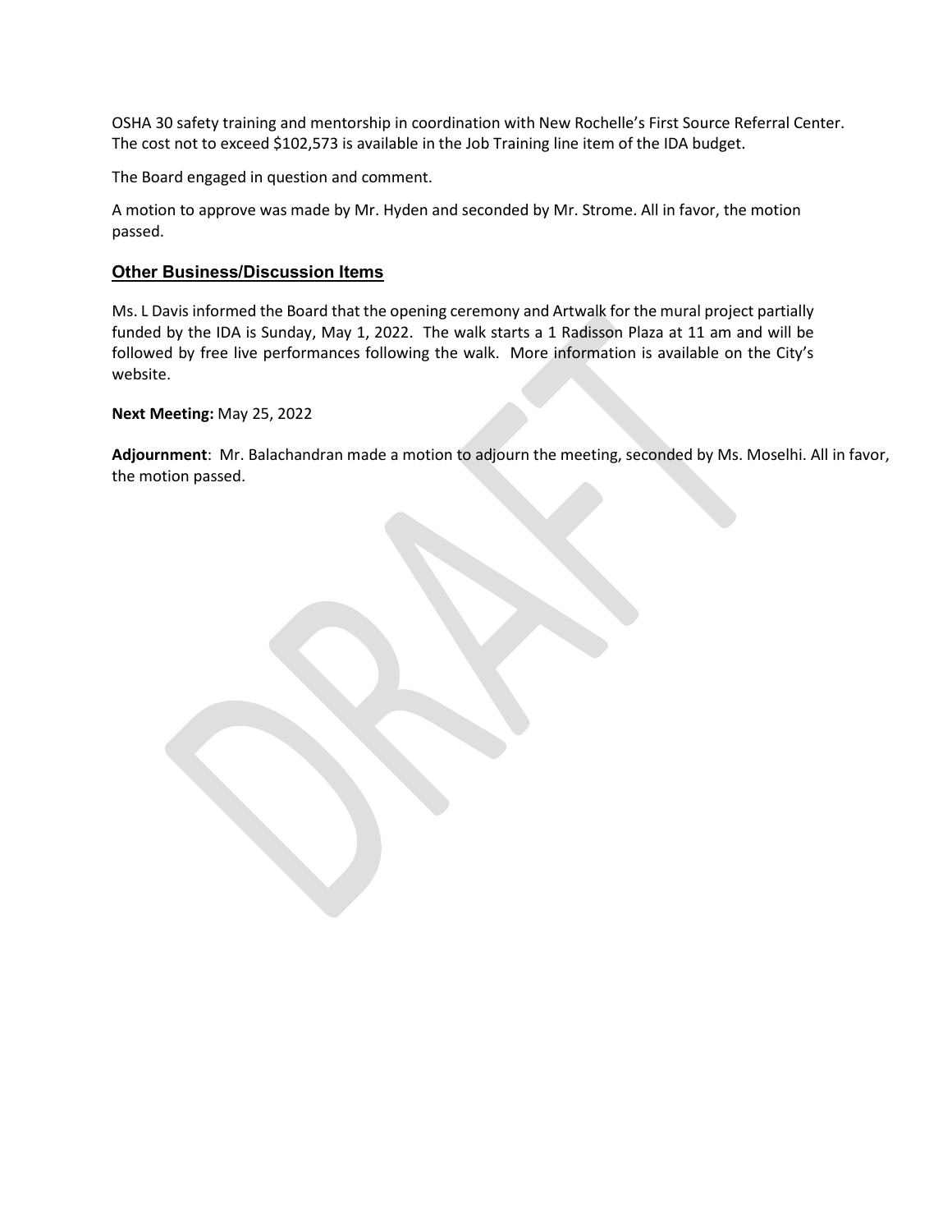OSHA 30 safety training and mentorship in coordination with New Rochelle's First Source Referral Center. The cost not to exceed $102,573 is available in the Job Training line item of the IDA budget.

The Board engaged in question and comment.

A motion to approve was made by Mr. Hyden and seconded by Mr. Strome. All in favor, the motion passed.

## Other Business/Discussion Items

Ms. L Davis informed the Board that the opening ceremony and Artwalk for the mural project partially funded by the IDA is Sunday, May 1, 2022. The walk starts a 1 Radisson Plaza at 11 am and will be followed by free live performances following the walk. More information is available on the City's website.

**Next Meeting:** May 25, 2022

**Adjournment**: Mr. Balachandran made a motion to adjourn the meeting, seconded by Ms. Moselhi. All in favor, the motion passed.